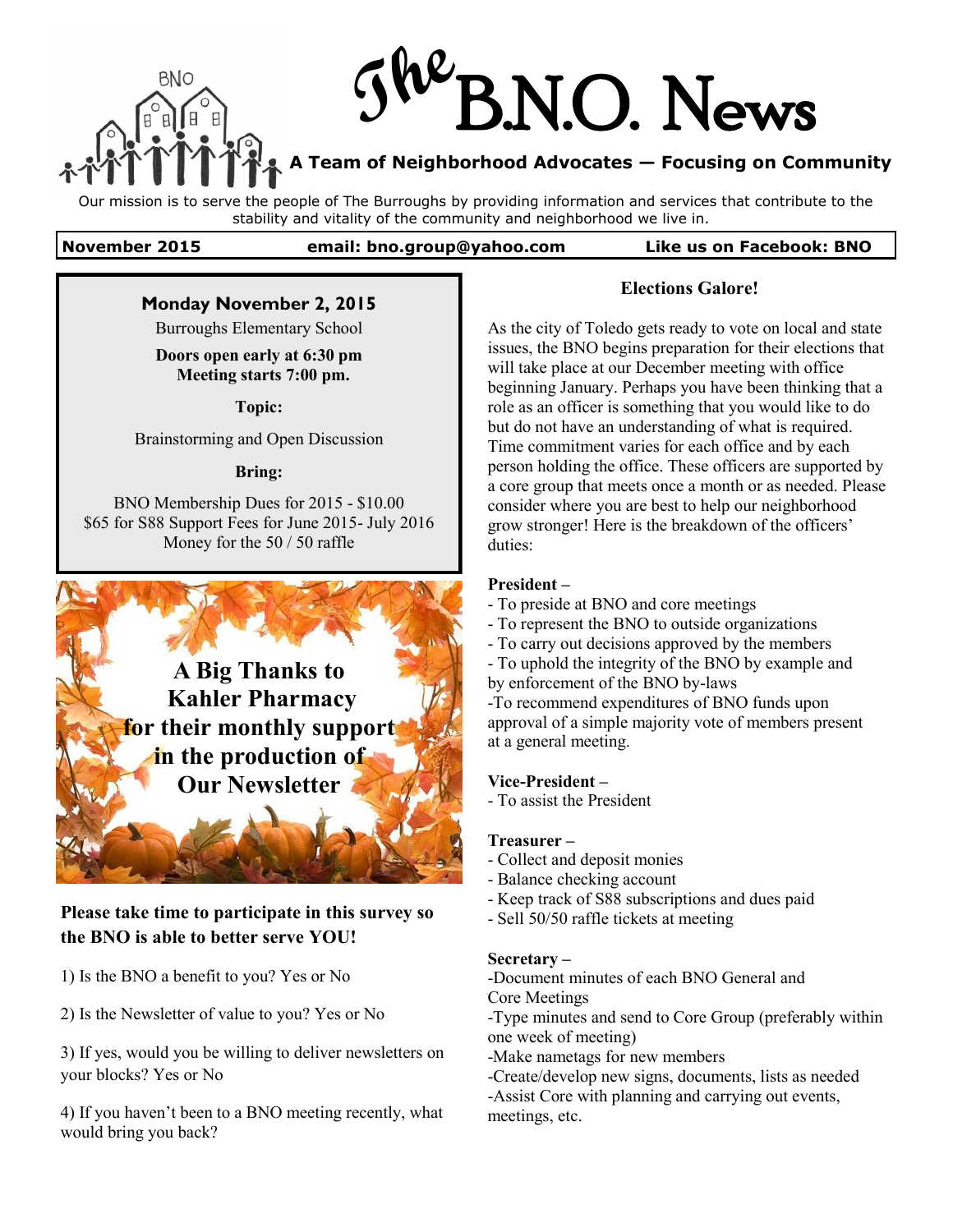# The B.N.O. News

**A Team of Neighborhood Advocates — Focusing on Community**

Our mission is to serve the people of The Burroughs by providing information and services that contribute to the stability and vitality of the community and neighborhood we live in.

**November 2015** | **email: bno.group@yahoo.com** | **Like us on Facebook: BNO**

**Monday November 2, 2015**

Burroughs Elementary School

**Doors open early at 6:30 pm**
**Meeting starts 7:00 pm.**

**Topic:**

Brainstorming and Open Discussion

**Bring:**

BNO Membership Dues for 2015 - $10.00
$65 for S88 Support Fees for June 2015- July 2016
Money for the 50 / 50 raffle

**A Big Thanks to Kahler Pharmacy for their monthly support in the production of Our Newsletter**

**Please take time to participate in this survey so the BNO is able to better serve YOU!**

1) Is the BNO a benefit to you? Yes or No

2) Is the Newsletter of value to you? Yes or No

3) If yes, would you be willing to deliver newsletters on your blocks? Yes or No

4) If you haven't been to a BNO meeting recently, what would bring you back?

## Elections Galore!

As the city of Toledo gets ready to vote on local and state issues, the BNO begins preparation for their elections that will take place at our December meeting with office beginning January. Perhaps you have been thinking that a role as an officer is something that you would like to do but do not have an understanding of what is required. Time commitment varies for each office and by each person holding the office. These officers are supported by a core group that meets once a month or as needed. Please consider where you are best to help our neighborhood grow stronger! Here is the breakdown of the officers' duties:

**President –**

- To preside at BNO and core meetings
- To represent the BNO to outside organizations
- To carry out decisions approved by the members
- To uphold the integrity of the BNO by example and by enforcement of the BNO by-laws
- To recommend expenditures of BNO funds upon approval of a simple majority vote of members present at a general meeting.

**Vice-President –**

- To assist the President

**Treasurer –**

- Collect and deposit monies
- Balance checking account
- Keep track of S88 subscriptions and dues paid
- Sell 50/50 raffle tickets at meeting

**Secretary –**

- Document minutes of each BNO General and Core Meetings
- Type minutes and send to Core Group (preferably within one week of meeting)
- Make nametags for new members
- Create/develop new signs, documents, lists as needed
- Assist Core with planning and carrying out events, meetings, etc.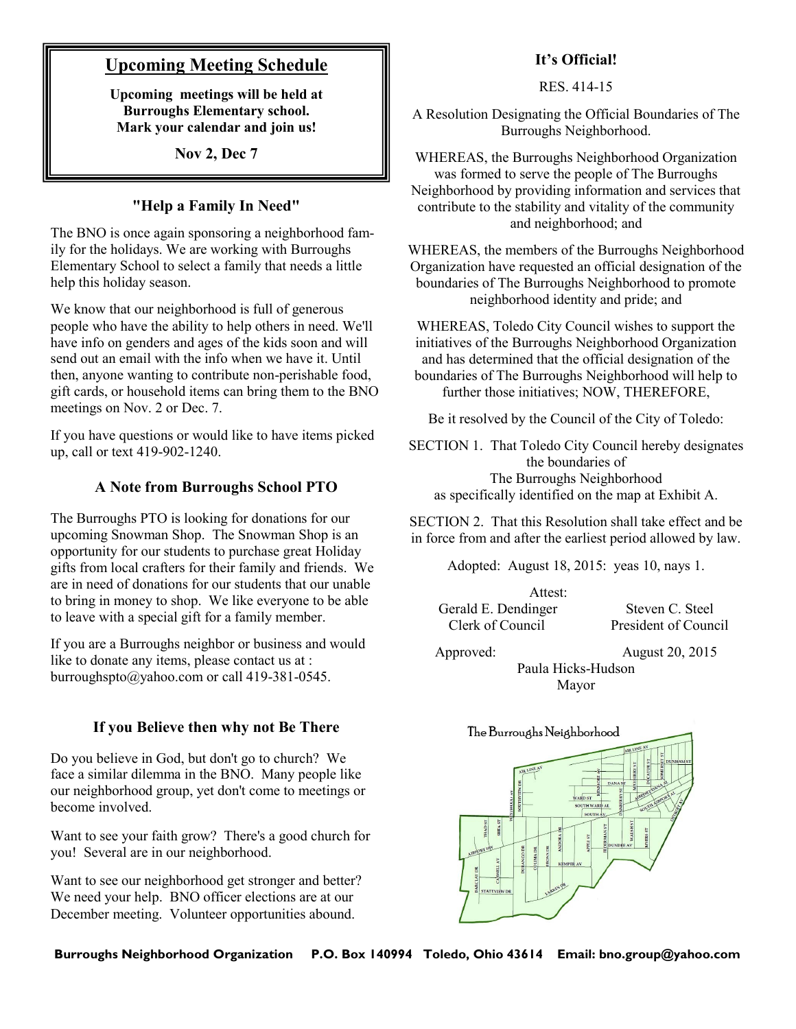## Upcoming Meeting Schedule

**Upcoming meetings will be held at Burroughs Elementary school. Mark your calendar and join us!**

**Nov 2, Dec 7**

### "Help a Family In Need"

The BNO is once again sponsoring a neighborhood family for the holidays. We are working with Burroughs Elementary School to select a family that needs a little help this holiday season.

We know that our neighborhood is full of generous people who have the ability to help others in need. We'll have info on genders and ages of the kids soon and will send out an email with the info when we have it. Until then, anyone wanting to contribute non-perishable food, gift cards, or household items can bring them to the BNO meetings on Nov. 2 or Dec. 7.

If you have questions or would like to have items picked up, call or text 419-902-1240.

### A Note from Burroughs School PTO

The Burroughs PTO is looking for donations for our upcoming Snowman Shop. The Snowman Shop is an opportunity for our students to purchase great Holiday gifts from local crafters for their family and friends. We are in need of donations for our students that our unable to bring in money to shop. We like everyone to be able to leave with a special gift for a family member.

If you are a Burroughs neighbor or business and would like to donate any items, please contact us at : burroughspto@yahoo.com or call 419-381-0545.

### If you Believe then why not Be There

Do you believe in God, but don't go to church? We face a similar dilemma in the BNO. Many people like our neighborhood group, yet don't come to meetings or become involved.

Want to see your faith grow? There's a good church for you! Several are in our neighborhood.

Want to see our neighborhood get stronger and better? We need your help. BNO officer elections are at our December meeting. Volunteer opportunities abound.

### It's Official!

RES. 414-15

A Resolution Designating the Official Boundaries of The Burroughs Neighborhood.

WHEREAS, the Burroughs Neighborhood Organization was formed to serve the people of The Burroughs Neighborhood by providing information and services that contribute to the stability and vitality of the community and neighborhood; and

WHEREAS, the members of the Burroughs Neighborhood Organization have requested an official designation of the boundaries of The Burroughs Neighborhood to promote neighborhood identity and pride; and

WHEREAS, Toledo City Council wishes to support the initiatives of the Burroughs Neighborhood Organization and has determined that the official designation of the boundaries of The Burroughs Neighborhood will help to further those initiatives; NOW, THEREFORE,

Be it resolved by the Council of the City of Toledo:

SECTION 1. That Toledo City Council hereby designates the boundaries of The Burroughs Neighborhood as specifically identified on the map at Exhibit A.

SECTION 2. That this Resolution shall take effect and be in force from and after the earliest period allowed by law.

Adopted: August 18, 2015: yeas 10, nays 1.

Attest:

Gerald E. Dendinger — Clerk of Council

Steven C. Steel — President of Council

Approved: August 20, 2015

Paula Hicks-Hudson
Mayor

The Burroughs Neighborhood

**Burroughs Neighborhood Organization P.O. Box 140994 Toledo, Ohio 43614 Email: bno.group@yahoo.com**